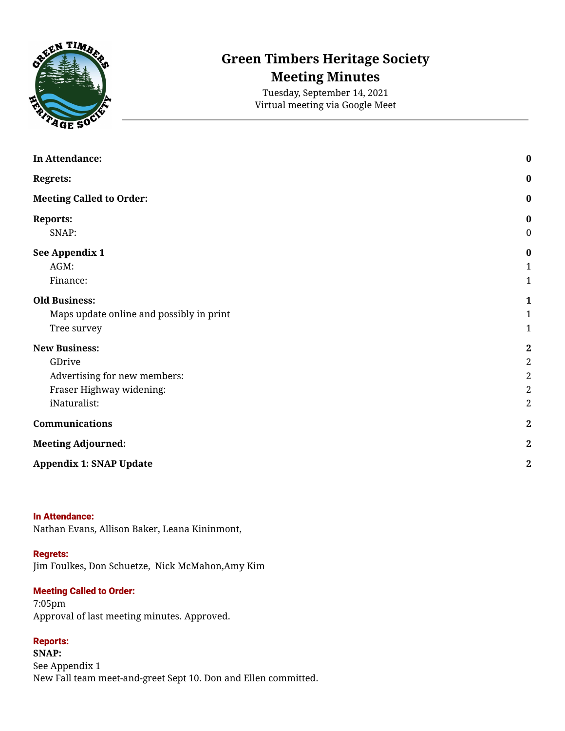# Green Timbers Heritage Society
# Meeting Minutes

Tuesday, September 14, 2021
Virtual meeting via Google Meet

| | |
|---|---|
| **In Attendance:** | **0** |
| **Regrets:** | **0** |
| **Meeting Called to Order:** | **0** |
| **Reports:** | **0** |
| SNAP: | 0 |
| **See Appendix 1** | **0** |
| AGM: | 1 |
| Finance: | 1 |
| **Old Business:** | **1** |
| Maps update online and possibly in print | 1 |
| Tree survey | 1 |
| **New Business:** | **2** |
| GDrive | 2 |
| Advertising for new members: | 2 |
| Fraser Highway widening: | 2 |
| iNaturalist: | 2 |
| **Communications** | **2** |
| **Meeting Adjourned:** | **2** |
| **Appendix 1: SNAP Update** | **2** |

## In Attendance:

Nathan Evans, Allison Baker, Leana Kininmont,

## Regrets:

Jim Foulkes, Don Schuetze, Nick McMahon,Amy Kim

## Meeting Called to Order:

7:05pm

Approval of last meeting minutes. Approved.

## Reports:

**SNAP:**

See Appendix 1

New Fall team meet-and-greet Sept 10. Don and Ellen committed.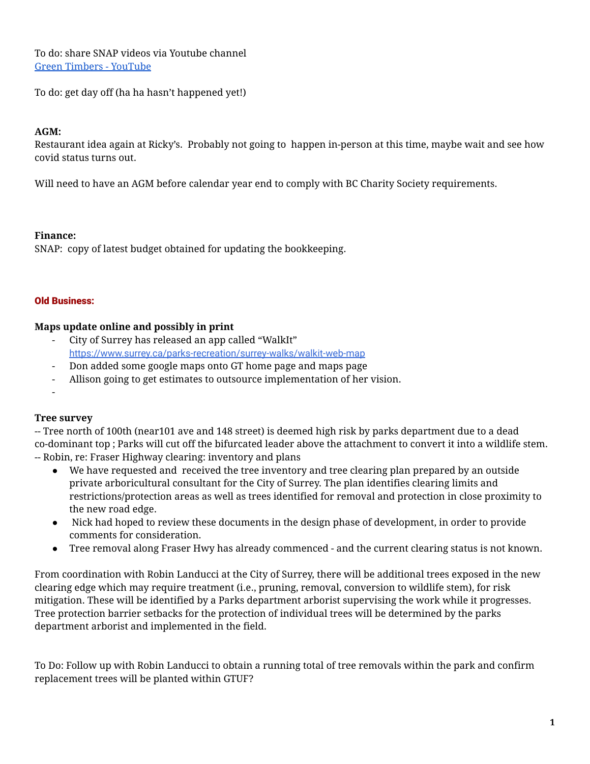To do: share SNAP videos via Youtube channel
[Green Timbers - YouTube]

To do: get day off (ha ha hasn't happened yet!)

**AGM:**
Restaurant idea again at Ricky's. Probably not going to happen in-person at this time, maybe wait and see how covid status turns out.

Will need to have an AGM before calendar year end to comply with BC Charity Society requirements.

**Finance:**
SNAP: copy of latest budget obtained for updating the bookkeeping.

**Old Business:**

**Maps update online and possibly in print**

- City of Surrey has released an app called "WalkIt" https://www.surrey.ca/parks-recreation/surrey-walks/walkit-web-map
- Don added some google maps onto GT home page and maps page
- Allison going to get estimates to outsource implementation of her vision.
-

**Tree survey**

-- Tree north of 100th (near101 ave and 148 street) is deemed high risk by parks department due to a dead co-dominant top ; Parks will cut off the bifurcated leader above the attachment to convert it into a wildlife stem.
-- Robin, re: Fraser Highway clearing: inventory and plans

- We have requested and received the tree inventory and tree clearing plan prepared by an outside private arboricultural consultant for the City of Surrey. The plan identifies clearing limits and restrictions/protection areas as well as trees identified for removal and protection in close proximity to the new road edge.
- Nick had hoped to review these documents in the design phase of development, in order to provide comments for consideration.
- Tree removal along Fraser Hwy has already commenced - and the current clearing status is not known.

From coordination with Robin Landucci at the City of Surrey, there will be additional trees exposed in the new clearing edge which may require treatment (i.e., pruning, removal, conversion to wildlife stem), for risk mitigation. These will be identified by a Parks department arborist supervising the work while it progresses. Tree protection barrier setbacks for the protection of individual trees will be determined by the parks department arborist and implemented in the field.

To Do: Follow up with Robin Landucci to obtain a running total of tree removals within the park and confirm replacement trees will be planted within GTUF?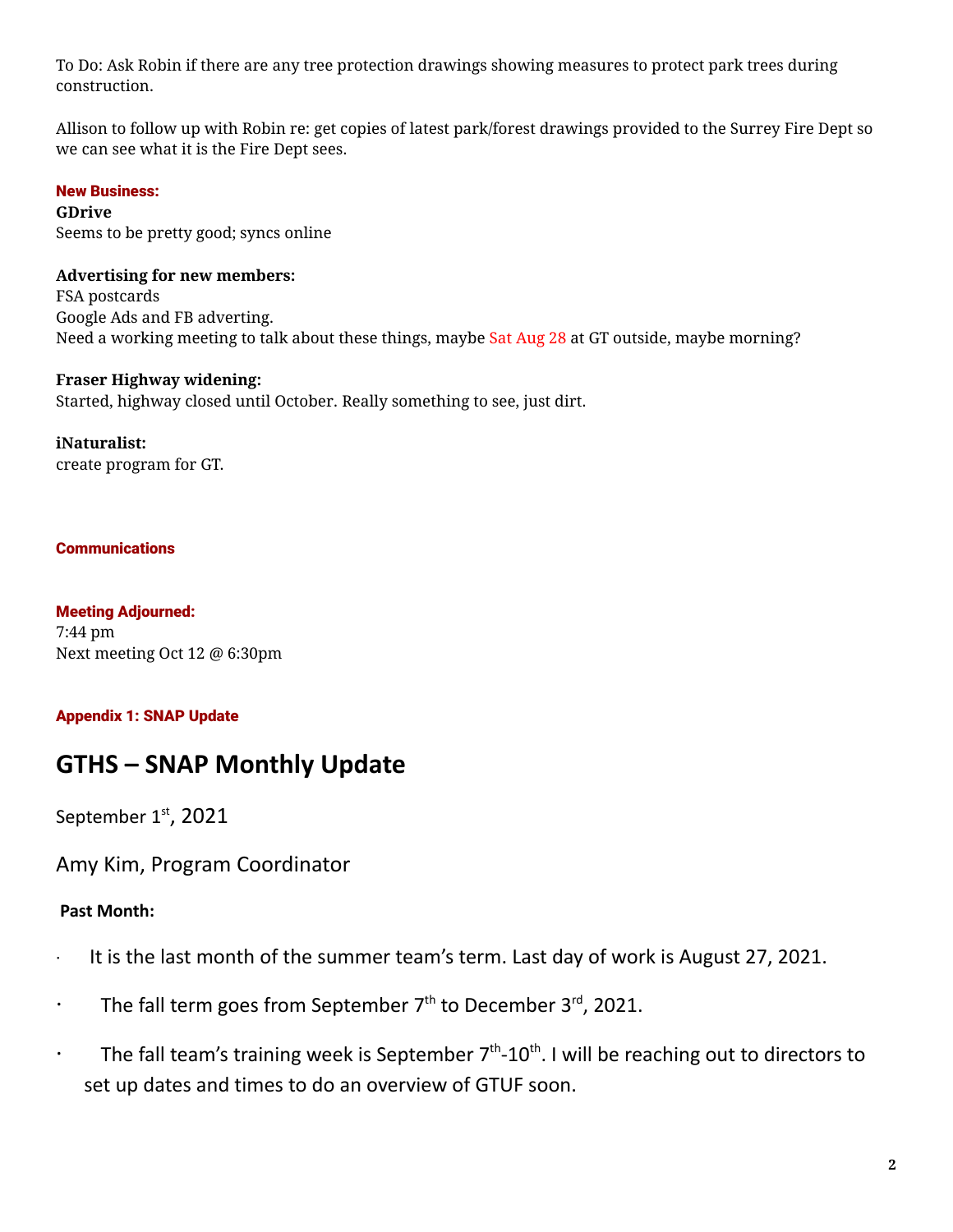To Do: Ask Robin if there are any tree protection drawings showing measures to protect park trees during construction.

Allison to follow up with Robin re: get copies of latest park/forest drawings provided to the Surrey Fire Dept so we can see what it is the Fire Dept sees.

**New Business:**

**GDrive**
Seems to be pretty good; syncs online

**Advertising for new members:**
FSA postcards
Google Ads and FB adverting.
Need a working meeting to talk about these things, maybe Sat Aug 28 at GT outside, maybe morning?

**Fraser Highway widening:**
Started, highway closed until October. Really something to see, just dirt.

**iNaturalist:**
create program for GT.

**Communications**

**Meeting Adjourned:**
7:44 pm
Next meeting Oct 12 @ 6:30pm

**Appendix 1: SNAP Update**

# GTHS – SNAP Monthly Update

September 1st, 2021

Amy Kim, Program Coordinator

**Past Month:**

- It is the last month of the summer team's term. Last day of work is August 27, 2021.
- The fall term goes from September 7th to December 3rd, 2021.
- The fall team's training week is September 7th-10th. I will be reaching out to directors to set up dates and times to do an overview of GTUF soon.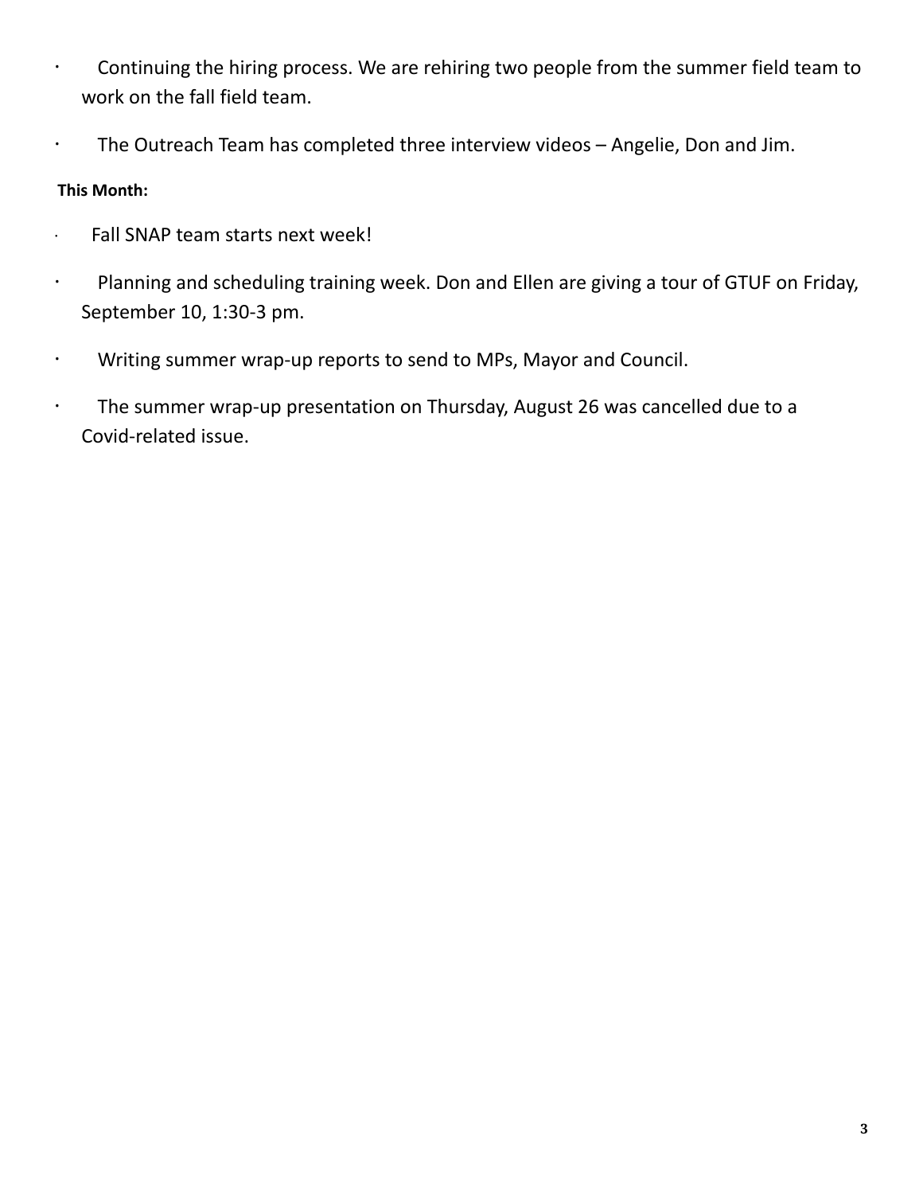- Continuing the hiring process. We are rehiring two people from the summer field team to work on the fall field team.
- The Outreach Team has completed three interview videos – Angelie, Don and Jim.

**This Month:**

- Fall SNAP team starts next week!
- Planning and scheduling training week. Don and Ellen are giving a tour of GTUF on Friday, September 10, 1:30-3 pm.
- Writing summer wrap-up reports to send to MPs, Mayor and Council.
- The summer wrap-up presentation on Thursday, August 26 was cancelled due to a Covid-related issue.